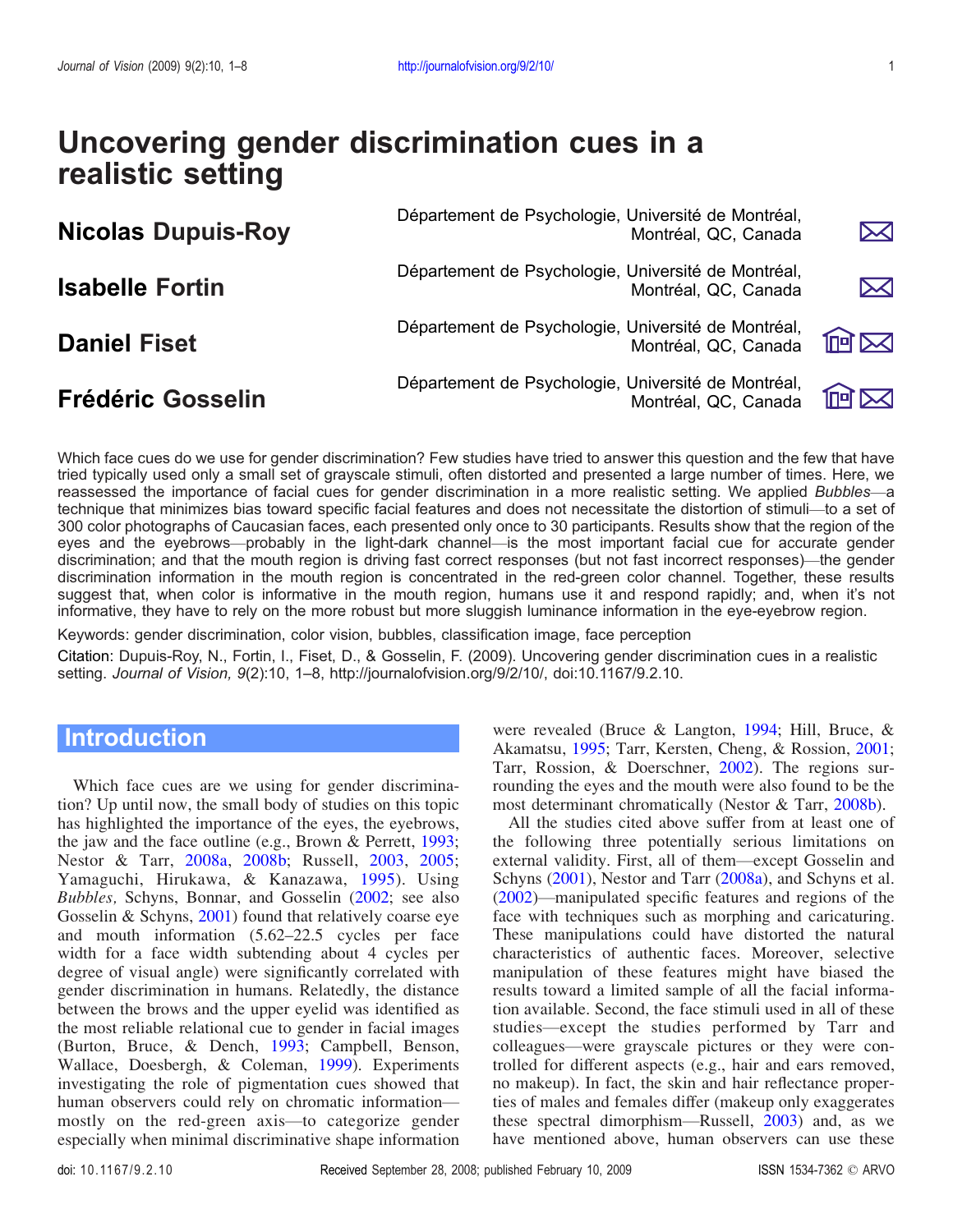# Uncovering gender discrimination cues in a realistic setting

**Nicolas Dupuis-Roy** — Département de Psychologie, Université de Montréal, Montréal, QC, Canada

**Isabelle Fortin** — Département de Psychologie, Université de Montréal, Montréal, QC, Canada

**Daniel Fiset** — Département de Psychologie, Université de Montréal, Montréal, QC, Canada

**Frédéric Gosselin** — Département de Psychologie, Université de Montréal, Montréal, QC, Canada

Which face cues do we use for gender discrimination? Few studies have tried to answer this question and the few that have tried typically used only a small set of grayscale stimuli, often distorted and presented a large number of times. Here, we reassessed the importance of facial cues for gender discrimination in a more realistic setting. We applied *Bubbles*—a technique that minimizes bias toward specific facial features and does not necessitate the distortion of stimuli—to a set of 300 color photographs of Caucasian faces, each presented only once to 30 participants. Results show that the region of the eyes and the eyebrows—probably in the light-dark channel—is the most important facial cue for accurate gender discrimination; and that the mouth region is driving fast correct responses (but not fast incorrect responses)—the gender discrimination information in the mouth region is concentrated in the red-green color channel. Together, these results suggest that, when color is informative in the mouth region, humans use it and respond rapidly; and, when it's not informative, they have to rely on the more robust but more sluggish luminance information in the eye-eyebrow region.

Keywords: gender discrimination, color vision, bubbles, classification image, face perception

Citation: Dupuis-Roy, N., Fortin, I., Fiset, D., & Gosselin, F. (2009). Uncovering gender discrimination cues in a realistic setting. *Journal of Vision, 9*(2):10, 1–8, http://journalofvision.org/9/2/10/, doi:10.1167/9.2.10.

## Introduction

Which face cues are we using for gender discrimination? Up until now, the small body of studies on this topic has highlighted the importance of the eyes, the eyebrows, the jaw and the face outline (e.g., Brown & Perrett, 1993; Nestor & Tarr, 2008a, 2008b; Russell, 2003, 2005; Yamaguchi, Hirukawa, & Kanazawa, 1995). Using *Bubbles,* Schyns, Bonnar, and Gosselin (2002; see also Gosselin & Schyns, 2001) found that relatively coarse eye and mouth information (5.62–22.5 cycles per face width for a face width subtending about 4 cycles per degree of visual angle) were significantly correlated with gender discrimination in humans. Relatedly, the distance between the brows and the upper eyelid was identified as the most reliable relational cue to gender in facial images (Burton, Bruce, & Dench, 1993; Campbell, Benson, Wallace, Doesbergh, & Coleman, 1999). Experiments investigating the role of pigmentation cues showed that human observers could rely on chromatic information—mostly on the red-green axis—to categorize gender especially when minimal discriminative shape information were revealed (Bruce & Langton, 1994; Hill, Bruce, & Akamatsu, 1995; Tarr, Kersten, Cheng, & Rossion, 2001; Tarr, Rossion, & Doerschner, 2002). The regions surrounding the eyes and the mouth were also found to be the most determinant chromatically (Nestor & Tarr, 2008b).

All the studies cited above suffer from at least one of the following three potentially serious limitations on external validity. First, all of them—except Gosselin and Schyns (2001), Nestor and Tarr (2008a), and Schyns et al. (2002)—manipulated specific features and regions of the face with techniques such as morphing and caricaturing. These manipulations could have distorted the natural characteristics of authentic faces. Moreover, selective manipulation of these features might have biased the results toward a limited sample of all the facial information available. Second, the face stimuli used in all of these studies—except the studies performed by Tarr and colleagues—were grayscale pictures or they were controlled for different aspects (e.g., hair and ears removed, no makeup). In fact, the skin and hair reflectance properties of males and females differ (makeup only exaggerates these spectral dimorphism—Russell, 2003) and, as we have mentioned above, human observers can use these

doi: 10.1167/9.2.10 Received September 28, 2008; published February 10, 2009 ISSN 1534-7362 © ARVO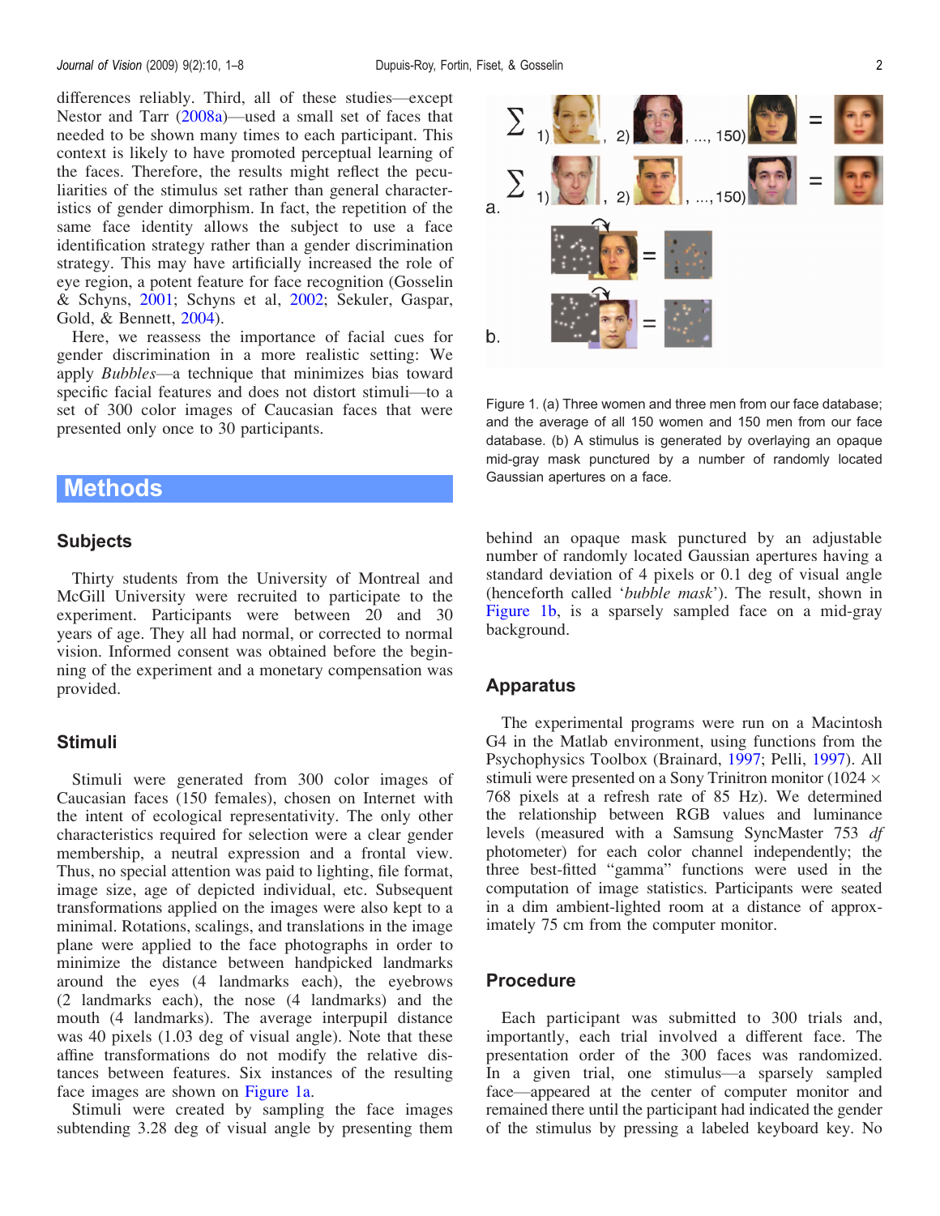differences reliably. Third, all of these studies—except Nestor and Tarr (2008a)—used a small set of faces that needed to be shown many times to each participant. This context is likely to have promoted perceptual learning of the faces. Therefore, the results might reflect the peculiarities of the stimulus set rather than general characteristics of gender dimorphism. In fact, the repetition of the same face identity allows the subject to use a face identification strategy rather than a gender discrimination strategy. This may have artificially increased the role of eye region, a potent feature for face recognition (Gosselin & Schyns, 2001; Schyns et al, 2002; Sekuler, Gaspar, Gold, & Bennett, 2004).

Here, we reassess the importance of facial cues for gender discrimination in a more realistic setting: We apply *Bubbles*—a technique that minimizes bias toward specific facial features and does not distort stimuli—to a set of 300 color images of Caucasian faces that were presented only once to 30 participants.

Figure 1. (a) Three women and three men from our face database; and the average of all 150 women and 150 men from our face database. (b) A stimulus is generated by overlaying an opaque mid-gray mask punctured by a number of randomly located Gaussian apertures on a face.

# Methods

## Subjects

Thirty students from the University of Montreal and McGill University were recruited to participate to the experiment. Participants were between 20 and 30 years of age. They all had normal, or corrected to normal vision. Informed consent was obtained before the beginning of the experiment and a monetary compensation was provided.

## Stimuli

Stimuli were generated from 300 color images of Caucasian faces (150 females), chosen on Internet with the intent of ecological representativity. The only other characteristics required for selection were a clear gender membership, a neutral expression and a frontal view. Thus, no special attention was paid to lighting, file format, image size, age of depicted individual, etc. Subsequent transformations applied on the images were also kept to a minimal. Rotations, scalings, and translations in the image plane were applied to the face photographs in order to minimize the distance between handpicked landmarks around the eyes (4 landmarks each), the eyebrows (2 landmarks each), the nose (4 landmarks) and the mouth (4 landmarks). The average interpupil distance was 40 pixels (1.03 deg of visual angle). Note that these affine transformations do not modify the relative distances between features. Six instances of the resulting face images are shown on Figure 1a.

Stimuli were created by sampling the face images subtending 3.28 deg of visual angle by presenting them behind an opaque mask punctured by an adjustable number of randomly located Gaussian apertures having a standard deviation of 4 pixels or 0.1 deg of visual angle (henceforth called '*bubble mask*'). The result, shown in Figure 1b, is a sparsely sampled face on a mid-gray background.

## Apparatus

The experimental programs were run on a Macintosh G4 in the Matlab environment, using functions from the Psychophysics Toolbox (Brainard, 1997; Pelli, 1997). All stimuli were presented on a Sony Trinitron monitor (1024 $\times$ 768 pixels at a refresh rate of 85 Hz). We determined the relationship between RGB values and luminance levels (measured with a Samsung SyncMaster 753 *df* photometer) for each color channel independently; the three best-fitted "gamma" functions were used in the computation of image statistics. Participants were seated in a dim ambient-lighted room at a distance of approximately 75 cm from the computer monitor.

## Procedure

Each participant was submitted to 300 trials and, importantly, each trial involved a different face. The presentation order of the 300 faces was randomized. In a given trial, one stimulus—a sparsely sampled face—appeared at the center of computer monitor and remained there until the participant had indicated the gender of the stimulus by pressing a labeled keyboard key. No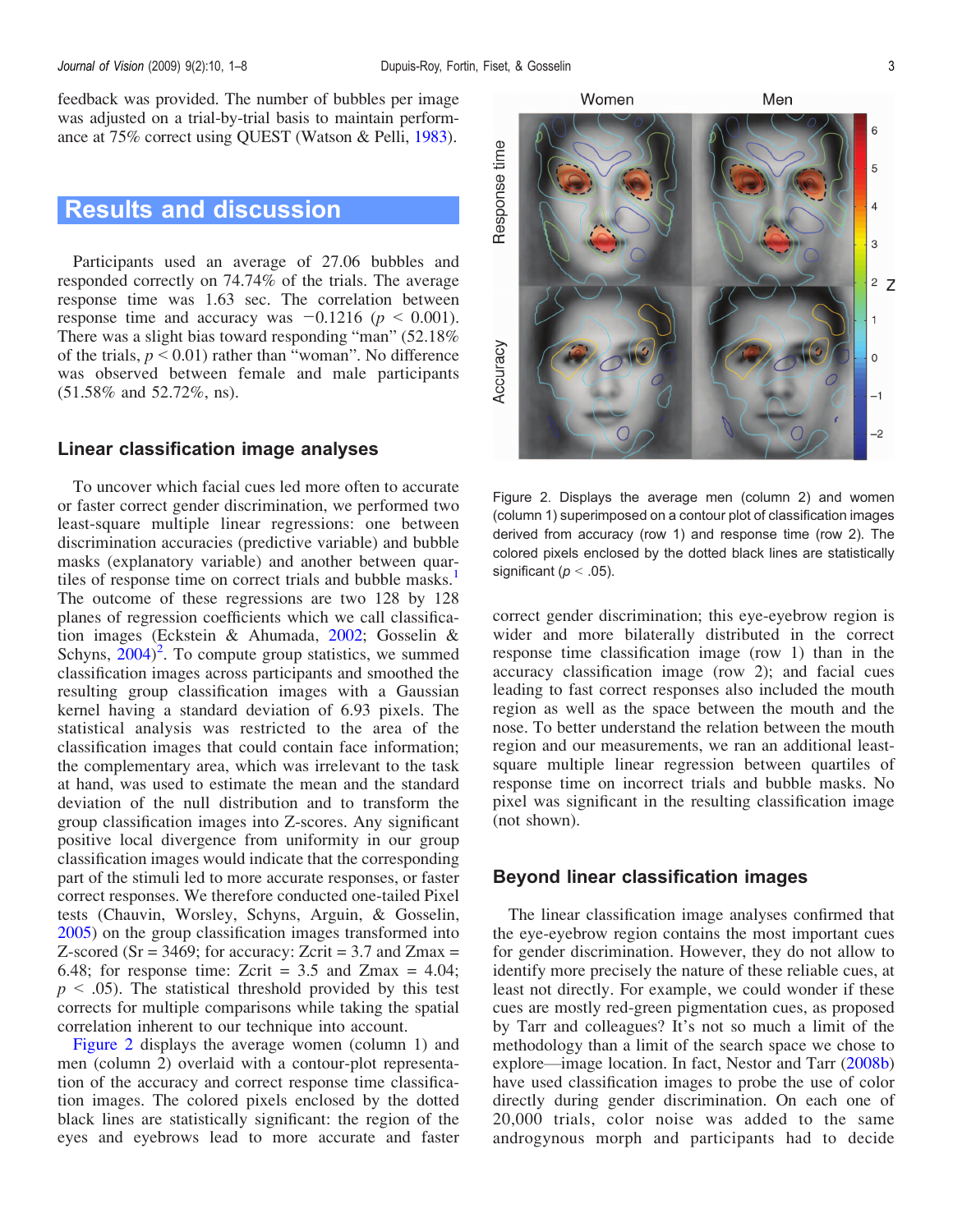feedback was provided. The number of bubbles per image was adjusted on a trial-by-trial basis to maintain performance at 75% correct using QUEST (Watson & Pelli, 1983).

## Results and discussion

Participants used an average of 27.06 bubbles and responded correctly on 74.74% of the trials. The average response time was 1.63 sec. The correlation between response time and accuracy was −0.1216 ($p < 0.001$). There was a slight bias toward responding "man" (52.18% of the trials, $p < 0.01$) rather than "woman". No difference was observed between female and male participants (51.58% and 52.72%, ns).

### Linear classification image analyses

To uncover which facial cues led more often to accurate or faster correct gender discrimination, we performed two least-square multiple linear regressions: one between discrimination accuracies (predictive variable) and bubble masks (explanatory variable) and another between quartiles of response time on correct trials and bubble masks.[1] The outcome of these regressions are two 128 by 128 planes of regression coefficients which we call classification images (Eckstein & Ahumada, 2002; Gosselin & Schyns, 2004)[2]. To compute group statistics, we summed classification images across participants and smoothed the resulting group classification images with a Gaussian kernel having a standard deviation of 6.93 pixels. The statistical analysis was restricted to the area of the classification images that could contain face information; the complementary area, which was irrelevant to the task at hand, was used to estimate the mean and the standard deviation of the null distribution and to transform the group classification images into Z-scores. Any significant positive local divergence from uniformity in our group classification images would indicate that the corresponding part of the stimuli led to more accurate responses, or faster correct responses. We therefore conducted one-tailed Pixel tests (Chauvin, Worsley, Schyns, Arguin, & Gosselin, 2005) on the group classification images transformed into Z-scored ($S_r = 3469$; for accuracy: $Z_{crit} = 3.7$ and $Z_{max} = 6.48$; for response time: $Z_{crit} = 3.5$ and $Z_{max} = 4.04$; $p < .05$). The statistical threshold provided by this test corrects for multiple comparisons while taking the spatial correlation inherent to our technique into account.

Figure 2 displays the average women (column 1) and men (column 2) overlaid with a contour-plot representation of the accuracy and correct response time classification images. The colored pixels enclosed by the dotted black lines are statistically significant: the region of the eyes and eyebrows lead to more accurate and faster correct gender discrimination; this eye-eyebrow region is wider and more bilaterally distributed in the correct response time classification image (row 1) than in the accuracy classification image (row 2); and facial cues leading to fast correct responses also included the mouth region as well as the space between the mouth and the nose. To better understand the relation between the mouth region and our measurements, we ran an additional least-square multiple linear regression between quartiles of response time on incorrect trials and bubble masks. No pixel was significant in the resulting classification image (not shown).

Figure 2. Displays the average men (column 2) and women (column 1) superimposed on a contour plot of classification images derived from accuracy (row 1) and response time (row 2). The colored pixels enclosed by the dotted black lines are statistically significant ($p < .05$).

### Beyond linear classification images

The linear classification image analyses confirmed that the eye-eyebrow region contains the most important cues for gender discrimination. However, they do not allow to identify more precisely the nature of these reliable cues, at least not directly. For example, we could wonder if these cues are mostly red-green pigmentation cues, as proposed by Tarr and colleagues? It's not so much a limit of the methodology than a limit of the search space we chose to explore—image location. In fact, Nestor and Tarr (2008b) have used classification images to probe the use of color directly during gender discrimination. On each one of 20,000 trials, color noise was added to the same androgynous morph and participants had to decide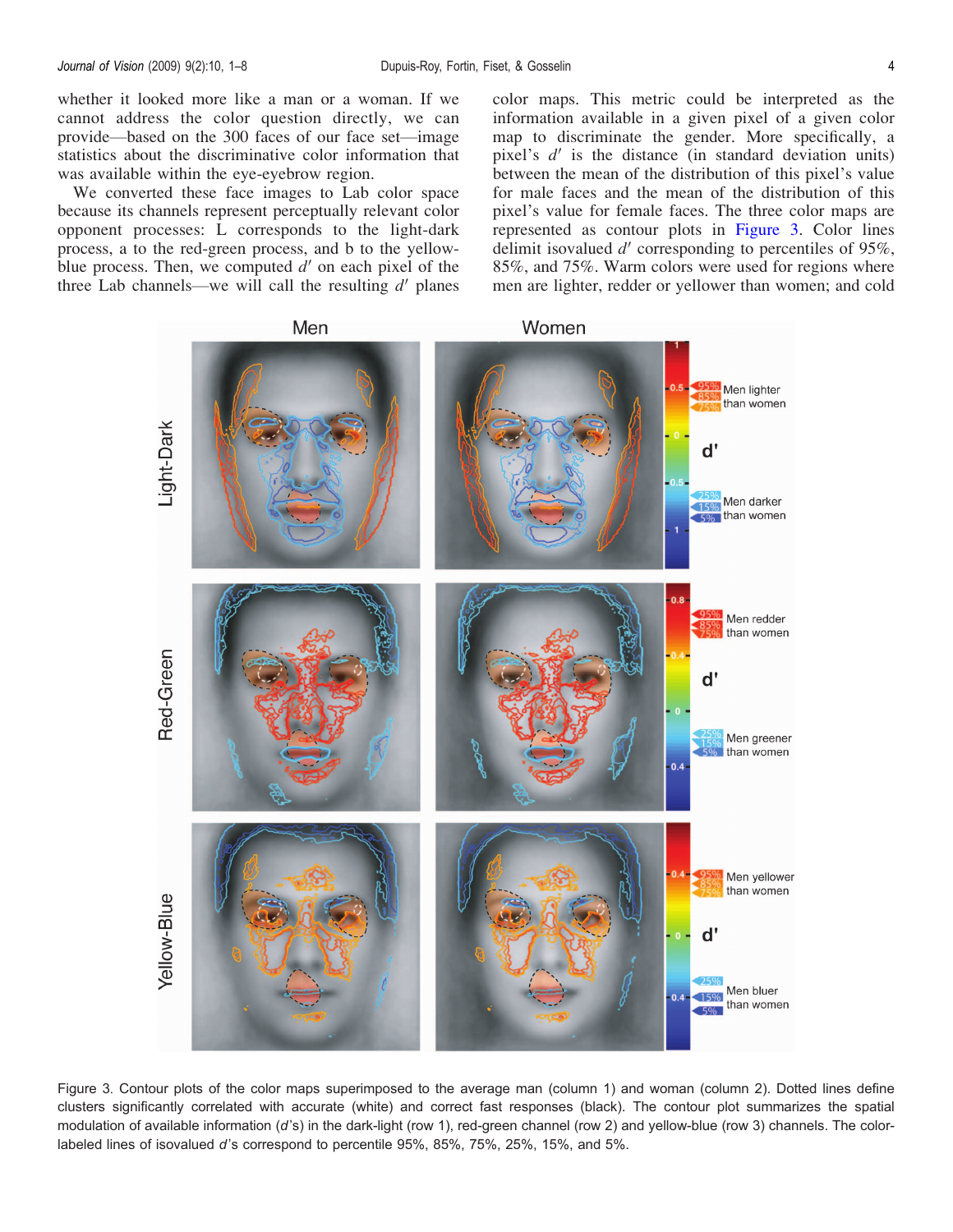whether it looked more like a man or a woman. If we cannot address the color question directly, we can provide—based on the 300 faces of our face set—image statistics about the discriminative color information that was available within the eye-eyebrow region.

We converted these face images to Lab color space because its channels represent perceptually relevant color opponent processes: L corresponds to the light-dark process, a to the red-green process, and b to the yellow-blue process. Then, we computed $d'$ on each pixel of the three Lab channels—we will call the resulting $d'$ planes color maps. This metric could be interpreted as the information available in a given pixel of a given color map to discriminate the gender. More specifically, a pixel's $d'$ is the distance (in standard deviation units) between the mean of the distribution of this pixel's value for male faces and the mean of the distribution of this pixel's value for female faces. The three color maps are represented as contour plots in Figure 3. Color lines delimit isovalued $d'$ corresponding to percentiles of 95%, 85%, and 75%. Warm colors were used for regions where men are lighter, redder or yellower than women; and cold

Figure 3. Contour plots of the color maps superimposed to the average man (column 1) and woman (column 2). Dotted lines define clusters significantly correlated with accurate (white) and correct fast responses (black). The contour plot summarizes the spatial modulation of available information ($d'$s) in the dark-light (row 1), red-green channel (row 2) and yellow-blue (row 3) channels. The color-labeled lines of isovalued $d'$s correspond to percentile 95%, 85%, 75%, 25%, 15%, and 5%.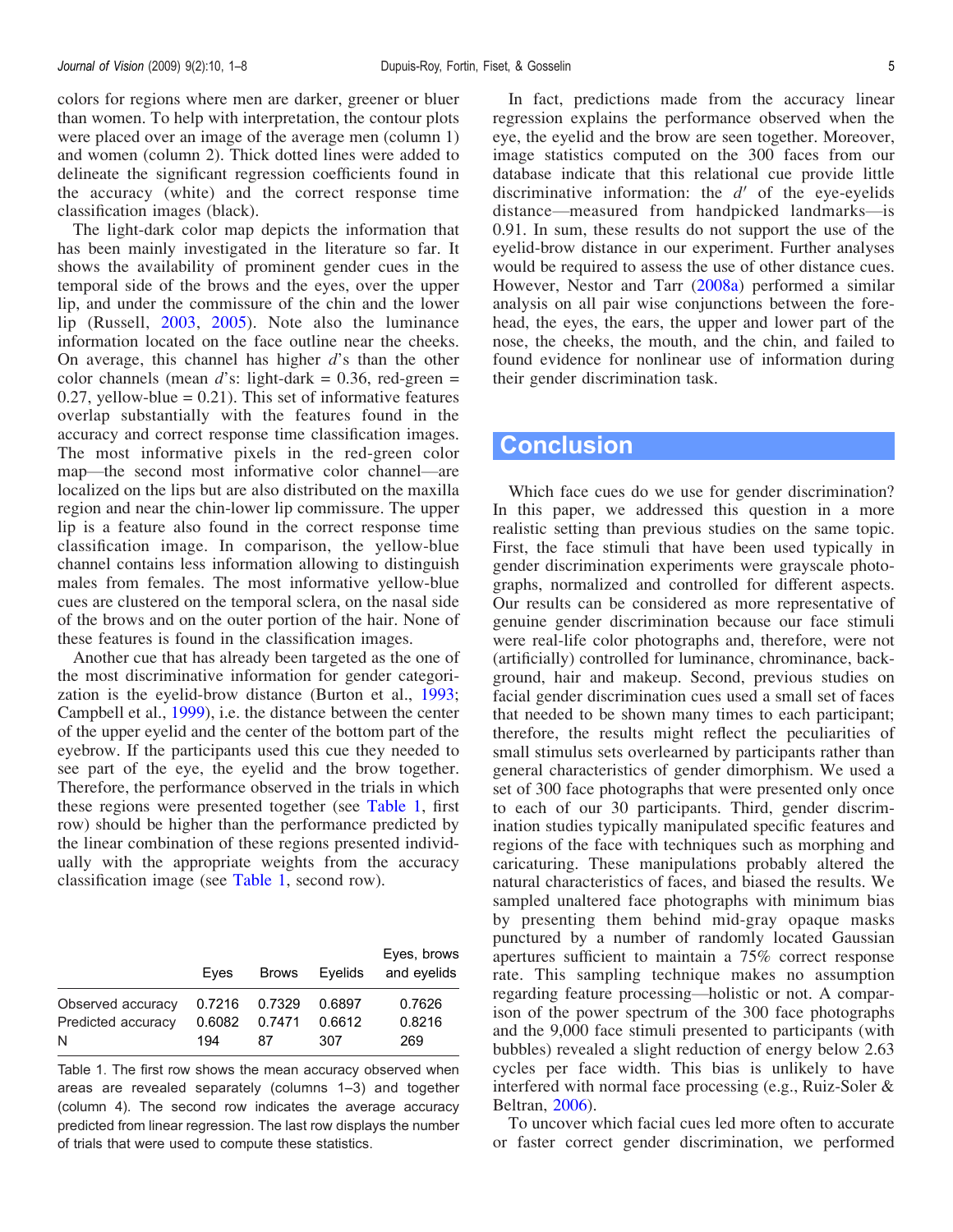colors for regions where men are darker, greener or bluer than women. To help with interpretation, the contour plots were placed over an image of the average men (column 1) and women (column 2). Thick dotted lines were added to delineate the significant regression coefficients found in the accuracy (white) and the correct response time classification images (black).

The light-dark color map depicts the information that has been mainly investigated in the literature so far. It shows the availability of prominent gender cues in the temporal side of the brows and the eyes, over the upper lip, and under the commissure of the chin and the lower lip (Russell, 2003, 2005). Note also the luminance information located on the face outline near the cheeks. On average, this channel has higher $d'$s than the other color channels (mean $d'$s: light-dark = 0.36, red-green = 0.27, yellow-blue = 0.21). This set of informative features overlap substantially with the features found in the accuracy and correct response time classification images. The most informative pixels in the red-green color map—the second most informative color channel—are localized on the lips but are also distributed on the maxilla region and near the chin-lower lip commissure. The upper lip is a feature also found in the correct response time classification image. In comparison, the yellow-blue channel contains less information allowing to distinguish males from females. The most informative yellow-blue cues are clustered on the temporal sclera, on the nasal side of the brows and on the outer portion of the hair. None of these features is found in the classification images.

Another cue that has already been targeted as the one of the most discriminative information for gender categorization is the eyelid-brow distance (Burton et al., 1993; Campbell et al., 1999), i.e. the distance between the center of the upper eyelid and the center of the bottom part of the eyebrow. If the participants used this cue they needed to see part of the eye, the eyelid and the brow together. Therefore, the performance observed in the trials in which these regions were presented together (see Table 1, first row) should be higher than the performance predicted by the linear combination of these regions presented individually with the appropriate weights from the accuracy classification image (see Table 1, second row).

| | Eyes | Brows | Eyelids | Eyes, brows and eyelids |
|---|---|---|---|---|
| Observed accuracy | 0.7216 | 0.7329 | 0.6897 | 0.7626 |
| Predicted accuracy | 0.6082 | 0.7471 | 0.6612 | 0.8216 |
| N | 194 | 87 | 307 | 269 |

Table 1. The first row shows the mean accuracy observed when areas are revealed separately (columns 1–3) and together (column 4). The second row indicates the average accuracy predicted from linear regression. The last row displays the number of trials that were used to compute these statistics.

In fact, predictions made from the accuracy linear regression explains the performance observed when the eye, the eyelid and the brow are seen together. Moreover, image statistics computed on the 300 faces from our database indicate that this relational cue provide little discriminative information: the $d'$ of the eye-eyelids distance—measured from handpicked landmarks—is 0.91. In sum, these results do not support the use of the eyelid-brow distance in our experiment. Further analyses would be required to assess the use of other distance cues. However, Nestor and Tarr (2008a) performed a similar analysis on all pair wise conjunctions between the forehead, the eyes, the ears, the upper and lower part of the nose, the cheeks, the mouth, and the chin, and failed to found evidence for nonlinear use of information during their gender discrimination task.

## Conclusion

Which face cues do we use for gender discrimination? In this paper, we addressed this question in a more realistic setting than previous studies on the same topic. First, the face stimuli that have been used typically in gender discrimination experiments were grayscale photographs, normalized and controlled for different aspects. Our results can be considered as more representative of genuine gender discrimination because our face stimuli were real-life color photographs and, therefore, were not (artificially) controlled for luminance, chrominance, background, hair and makeup. Second, previous studies on facial gender discrimination cues used a small set of faces that needed to be shown many times to each participant; therefore, the results might reflect the peculiarities of small stimulus sets overlearned by participants rather than general characteristics of gender dimorphism. We used a set of 300 face photographs that were presented only once to each of our 30 participants. Third, gender discrimination studies typically manipulated specific features and regions of the face with techniques such as morphing and caricaturing. These manipulations probably altered the natural characteristics of faces, and biased the results. We sampled unaltered face photographs with minimum bias by presenting them behind mid-gray opaque masks punctured by a number of randomly located Gaussian apertures sufficient to maintain a 75% correct response rate. This sampling technique makes no assumption regarding feature processing—holistic or not. A comparison of the power spectrum of the 300 face photographs and the 9,000 face stimuli presented to participants (with bubbles) revealed a slight reduction of energy below 2.63 cycles per face width. This bias is unlikely to have interfered with normal face processing (e.g., Ruiz-Soler & Beltran, 2006).

To uncover which facial cues led more often to accurate or faster correct gender discrimination, we performed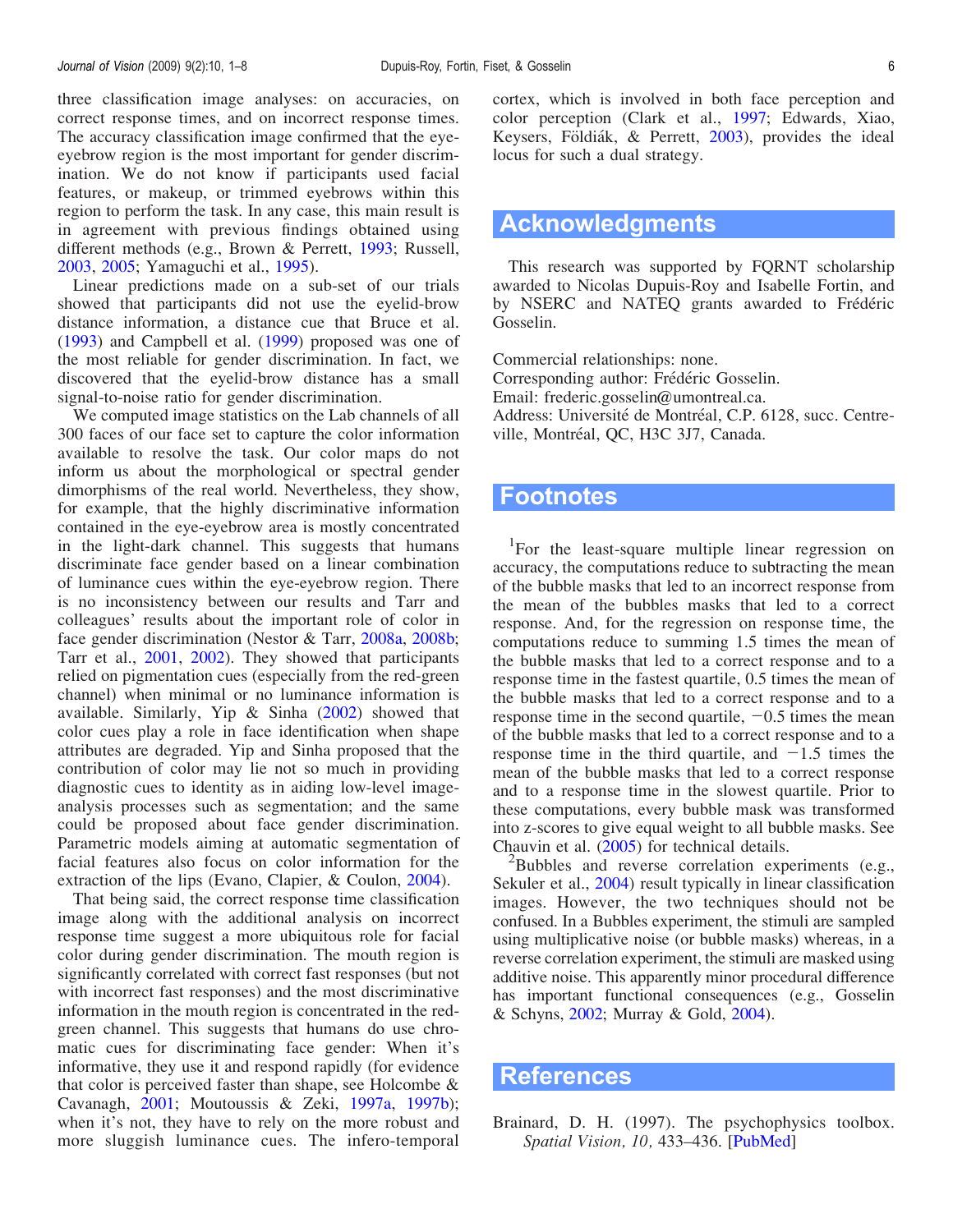three classification image analyses: on accuracies, on correct response times, and on incorrect response times. The accuracy classification image confirmed that the eye-eyebrow region is the most important for gender discrimination. We do not know if participants used facial features, or makeup, or trimmed eyebrows within this region to perform the task. In any case, this main result is in agreement with previous findings obtained using different methods (e.g., Brown & Perrett, 1993; Russell, 2003, 2005; Yamaguchi et al., 1995).

Linear predictions made on a sub-set of our trials showed that participants did not use the eyelid-brow distance information, a distance cue that Bruce et al. (1993) and Campbell et al. (1999) proposed was one of the most reliable for gender discrimination. In fact, we discovered that the eyelid-brow distance has a small signal-to-noise ratio for gender discrimination.

We computed image statistics on the Lab channels of all 300 faces of our face set to capture the color information available to resolve the task. Our color maps do not inform us about the morphological or spectral gender dimorphisms of the real world. Nevertheless, they show, for example, that the highly discriminative information contained in the eye-eyebrow area is mostly concentrated in the light-dark channel. This suggests that humans discriminate face gender based on a linear combination of luminance cues within the eye-eyebrow region. There is no inconsistency between our results and Tarr and colleagues' results about the important role of color in face gender discrimination (Nestor & Tarr, 2008a, 2008b; Tarr et al., 2001, 2002). They showed that participants relied on pigmentation cues (especially from the red-green channel) when minimal or no luminance information is available. Similarly, Yip & Sinha (2002) showed that color cues play a role in face identification when shape attributes are degraded. Yip and Sinha proposed that the contribution of color may lie not so much in providing diagnostic cues to identity as in aiding low-level image-analysis processes such as segmentation; and the same could be proposed about face gender discrimination. Parametric models aiming at automatic segmentation of facial features also focus on color information for the extraction of the lips (Evano, Clapier, & Coulon, 2004).

That being said, the correct response time classification image along with the additional analysis on incorrect response time suggest a more ubiquitous role for facial color during gender discrimination. The mouth region is significantly correlated with correct fast responses (but not with incorrect fast responses) and the most discriminative information in the mouth region is concentrated in the red-green channel. This suggests that humans do use chromatic cues for discriminating face gender: When it's informative, they use it and respond rapidly (for evidence that color is perceived faster than shape, see Holcombe & Cavanagh, 2001; Moutoussis & Zeki, 1997a, 1997b); when it's not, they have to rely on the more robust and more sluggish luminance cues. The infero-temporal cortex, which is involved in both face perception and color perception (Clark et al., 1997; Edwards, Xiao, Keysers, Földiák, & Perrett, 2003), provides the ideal locus for such a dual strategy.

## Acknowledgments

This research was supported by FQRNT scholarship awarded to Nicolas Dupuis-Roy and Isabelle Fortin, and by NSERC and NATEQ grants awarded to Frédéric Gosselin.

Commercial relationships: none.
Corresponding author: Frédéric Gosselin.
Email: frederic.gosselin@umontreal.ca.
Address: Université de Montréal, C.P. 6128, succ. Centre-ville, Montréal, QC, H3C 3J7, Canada.

## Footnotes

[1]For the least-square multiple linear regression on accuracy, the computations reduce to subtracting the mean of the bubble masks that led to an incorrect response from the mean of the bubbles masks that led to a correct response. And, for the regression on response time, the computations reduce to summing 1.5 times the mean of the bubble masks that led to a correct response and to a response time in the fastest quartile, 0.5 times the mean of the bubble masks that led to a correct response and to a response time in the second quartile, −0.5 times the mean of the bubble masks that led to a correct response and to a response time in the third quartile, and −1.5 times the mean of the bubble masks that led to a correct response and to a response time in the slowest quartile. Prior to these computations, every bubble mask was transformed into z-scores to give equal weight to all bubble masks. See Chauvin et al. (2005) for technical details.

[2]Bubbles and reverse correlation experiments (e.g., Sekuler et al., 2004) result typically in linear classification images. However, the two techniques should not be confused. In a Bubbles experiment, the stimuli are sampled using multiplicative noise (or bubble masks) whereas, in a reverse correlation experiment, the stimuli are masked using additive noise. This apparently minor procedural difference has important functional consequences (e.g., Gosselin & Schyns, 2002; Murray & Gold, 2004).

## References

Brainard, D. H. (1997). The psychophysics toolbox. *Spatial Vision, 10,* 433–436. [PubMed]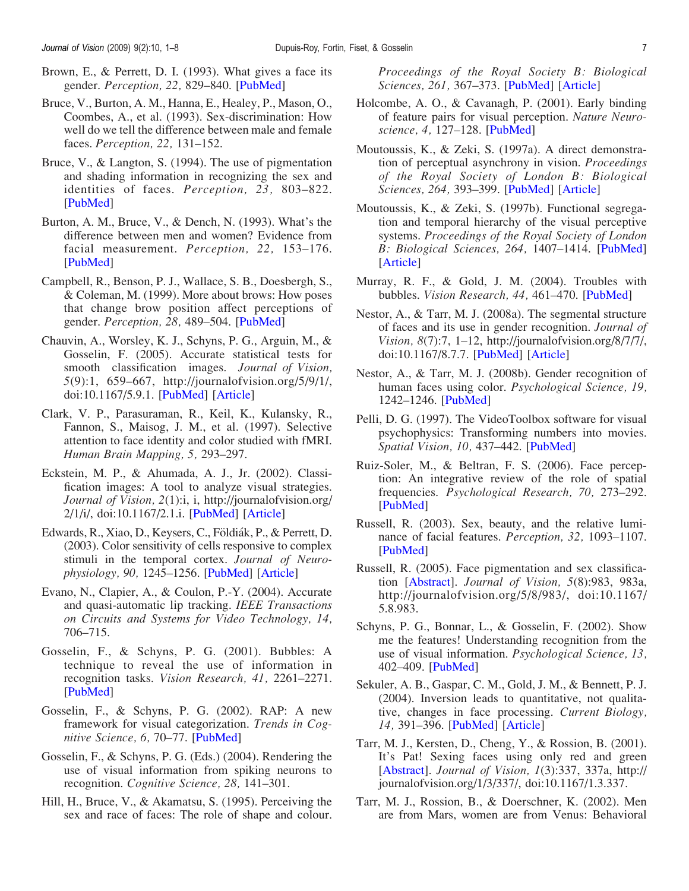Brown, E., & Perrett, D. I. (1993). What gives a face its gender. *Perception, 22,* 829–840. [PubMed]

Bruce, V., Burton, A. M., Hanna, E., Healey, P., Mason, O., Coombes, A., et al. (1993). Sex-discrimination: How well do we tell the difference between male and female faces. *Perception, 22,* 131–152.

Bruce, V., & Langton, S. (1994). The use of pigmentation and shading information in recognizing the sex and identities of faces. *Perception, 23,* 803–822. [PubMed]

Burton, A. M., Bruce, V., & Dench, N. (1993). What's the difference between men and women? Evidence from facial measurement. *Perception, 22,* 153–176. [PubMed]

Campbell, R., Benson, P. J., Wallace, S. B., Doesbergh, S., & Coleman, M. (1999). More about brows: How poses that change brow position affect perceptions of gender. *Perception, 28,* 489–504. [PubMed]

Chauvin, A., Worsley, K. J., Schyns, P. G., Arguin, M., & Gosselin, F. (2005). Accurate statistical tests for smooth classification images. *Journal of Vision, 5*(9):1, 659–667, http://journalofvision.org/5/9/1/, doi:10.1167/5.9.1. [PubMed] [Article]

Clark, V. P., Parasuraman, R., Keil, K., Kulansky, R., Fannon, S., Maisog, J. M., et al. (1997). Selective attention to face identity and color studied with fMRI. *Human Brain Mapping, 5,* 293–297.

Eckstein, M. P., & Ahumada, A. J., Jr. (2002). Classification images: A tool to analyze visual strategies. *Journal of Vision, 2*(1):i, i, http://journalofvision.org/2/1/i/, doi:10.1167/2.1.i. [PubMed] [Article]

Edwards, R., Xiao, D., Keysers, C., Földiák, P., & Perrett, D. (2003). Color sensitivity of cells responsive to complex stimuli in the temporal cortex. *Journal of Neurophysiology, 90,* 1245–1256. [PubMed] [Article]

Evano, N., Clapier, A., & Coulon, P.-Y. (2004). Accurate and quasi-automatic lip tracking. *IEEE Transactions on Circuits and Systems for Video Technology, 14,* 706–715.

Gosselin, F., & Schyns, P. G. (2001). Bubbles: A technique to reveal the use of information in recognition tasks. *Vision Research, 41,* 2261–2271. [PubMed]

Gosselin, F., & Schyns, P. G. (2002). RAP: A new framework for visual categorization. *Trends in Cognitive Science, 6,* 70–77. [PubMed]

Gosselin, F., & Schyns, P. G. (Eds.) (2004). Rendering the use of visual information from spiking neurons to recognition. *Cognitive Science, 28,* 141–301.

Hill, H., Bruce, V., & Akamatsu, S. (1995). Perceiving the sex and race of faces: The role of shape and colour. *Proceedings of the Royal Society B: Biological Sciences, 261,* 367–373. [PubMed] [Article]

Holcombe, A. O., & Cavanagh, P. (2001). Early binding of feature pairs for visual perception. *Nature Neuroscience, 4,* 127–128. [PubMed]

Moutoussis, K., & Zeki, S. (1997a). A direct demonstration of perceptual asynchrony in vision. *Proceedings of the Royal Society of London B: Biological Sciences, 264,* 393–399. [PubMed] [Article]

Moutoussis, K., & Zeki, S. (1997b). Functional segregation and temporal hierarchy of the visual perceptive systems. *Proceedings of the Royal Society of London B: Biological Sciences, 264,* 1407–1414. [PubMed] [Article]

Murray, R. F., & Gold, J. M. (2004). Troubles with bubbles. *Vision Research, 44,* 461–470. [PubMed]

Nestor, A., & Tarr, M. J. (2008a). The segmental structure of faces and its use in gender recognition. *Journal of Vision, 8*(7):7, 1–12, http://journalofvision.org/8/7/7/, doi:10.1167/8.7.7. [PubMed] [Article]

Nestor, A., & Tarr, M. J. (2008b). Gender recognition of human faces using color. *Psychological Science, 19,* 1242–1246. [PubMed]

Pelli, D. G. (1997). The VideoToolbox software for visual psychophysics: Transforming numbers into movies. *Spatial Vision, 10,* 437–442. [PubMed]

Ruiz-Soler, M., & Beltran, F. S. (2006). Face perception: An integrative review of the role of spatial frequencies. *Psychological Research, 70,* 273–292. [PubMed]

Russell, R. (2003). Sex, beauty, and the relative luminance of facial features. *Perception, 32,* 1093–1107. [PubMed]

Russell, R. (2005). Face pigmentation and sex classification [Abstract]. *Journal of Vision, 5*(8):983, 983a, http://journalofvision.org/5/8/983/, doi:10.1167/5.8.983.

Schyns, P. G., Bonnar, L., & Gosselin, F. (2002). Show me the features! Understanding recognition from the use of visual information. *Psychological Science, 13,* 402–409. [PubMed]

Sekuler, A. B., Gaspar, C. M., Gold, J. M., & Bennett, P. J. (2004). Inversion leads to quantitative, not qualitative, changes in face processing. *Current Biology, 14,* 391–396. [PubMed] [Article]

Tarr, M. J., Kersten, D., Cheng, Y., & Rossion, B. (2001). It's Pat! Sexing faces using only red and green [Abstract]. *Journal of Vision, 1*(3):337, 337a, http://journalofvision.org/1/3/337/, doi:10.1167/1.3.337.

Tarr, M. J., Rossion, B., & Doerschner, K. (2002). Men are from Mars, women are from Venus: Behavioral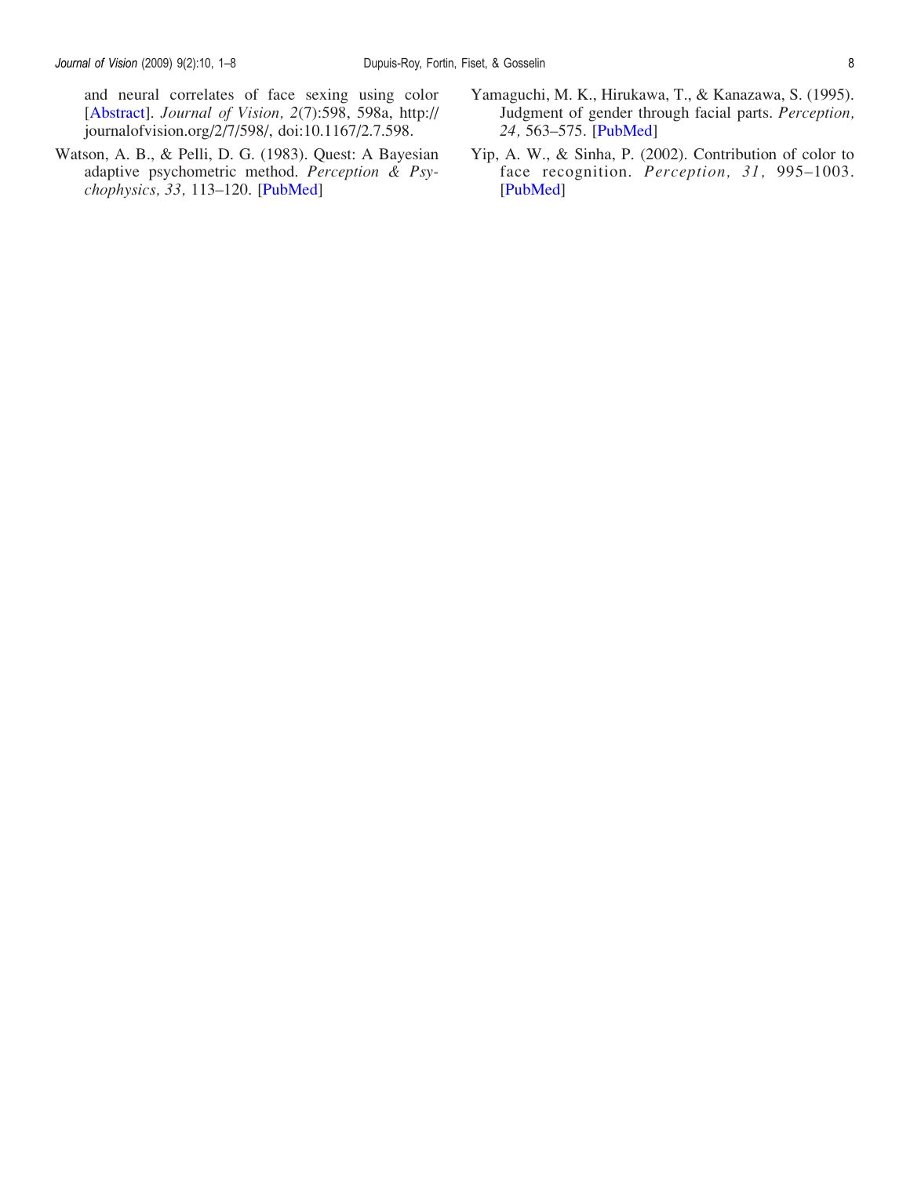and neural correlates of face sexing using color [Abstract]. *Journal of Vision, 2*(7):598, 598a, http://journalofvision.org/2/7/598/, doi:10.1167/2.7.598.

Watson, A. B., & Pelli, D. G. (1983). Quest: A Bayesian adaptive psychometric method. *Perception & Psychophysics, 33,* 113–120. [PubMed]

Yamaguchi, M. K., Hirukawa, T., & Kanazawa, S. (1995). Judgment of gender through facial parts. *Perception, 24,* 563–575. [PubMed]

Yip, A. W., & Sinha, P. (2002). Contribution of color to face recognition. *Perception, 31,* 995–1003. [PubMed]